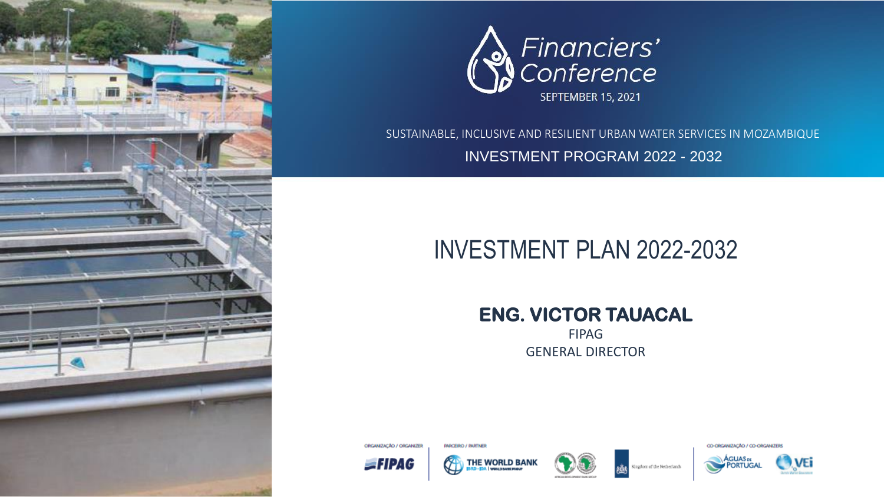Financiers' Conference

SEPTEMBER 15, 2021

SUSTAINABLE, INCLUSIVE AND RESILIENT URBAN WATER SERVICES IN MOZAMBIQUE

INVESTMENT PROGRAM 2022 - 2032

# INVESTMENT PLAN 2022-2032

**ENG. VICTOR TAUACAL**

FIPAG

GENERAL DIRECTOR

ORGANIZAÇÃO / ORGANIZER

FIPAG

PARCEIRO / PARTNER

THE WORLD BANK

IBRD · IDA | WORLD BANK GROUP

AFRICAN DEVELOPMENT BANK GROUP

Kingdom of the Netherlands

CO-ORGANIZAÇÃO / CO-ORGANIZERS

ÁGUAS DE PORTUGAL

VEI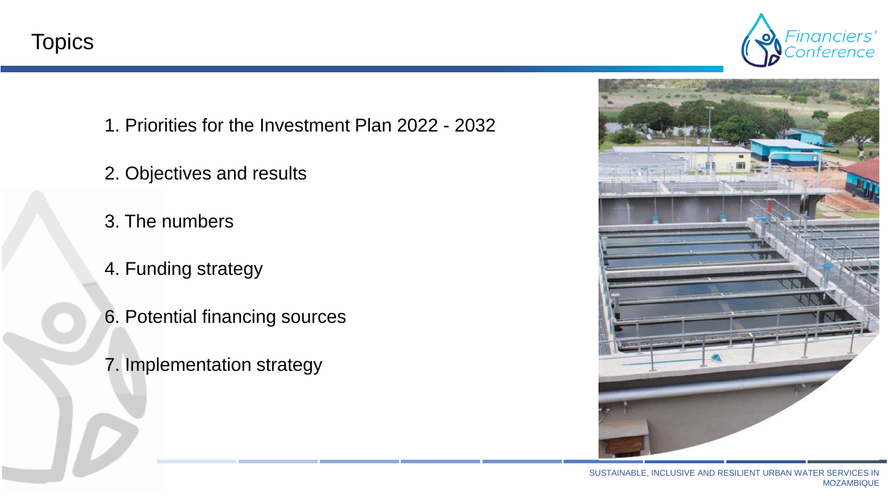# Topics

1. Priorities for the Investment Plan 2022 - 2032

2. Objectives and results

3. The numbers

4. Funding strategy

6. Potential financing sources

7. Implementation strategy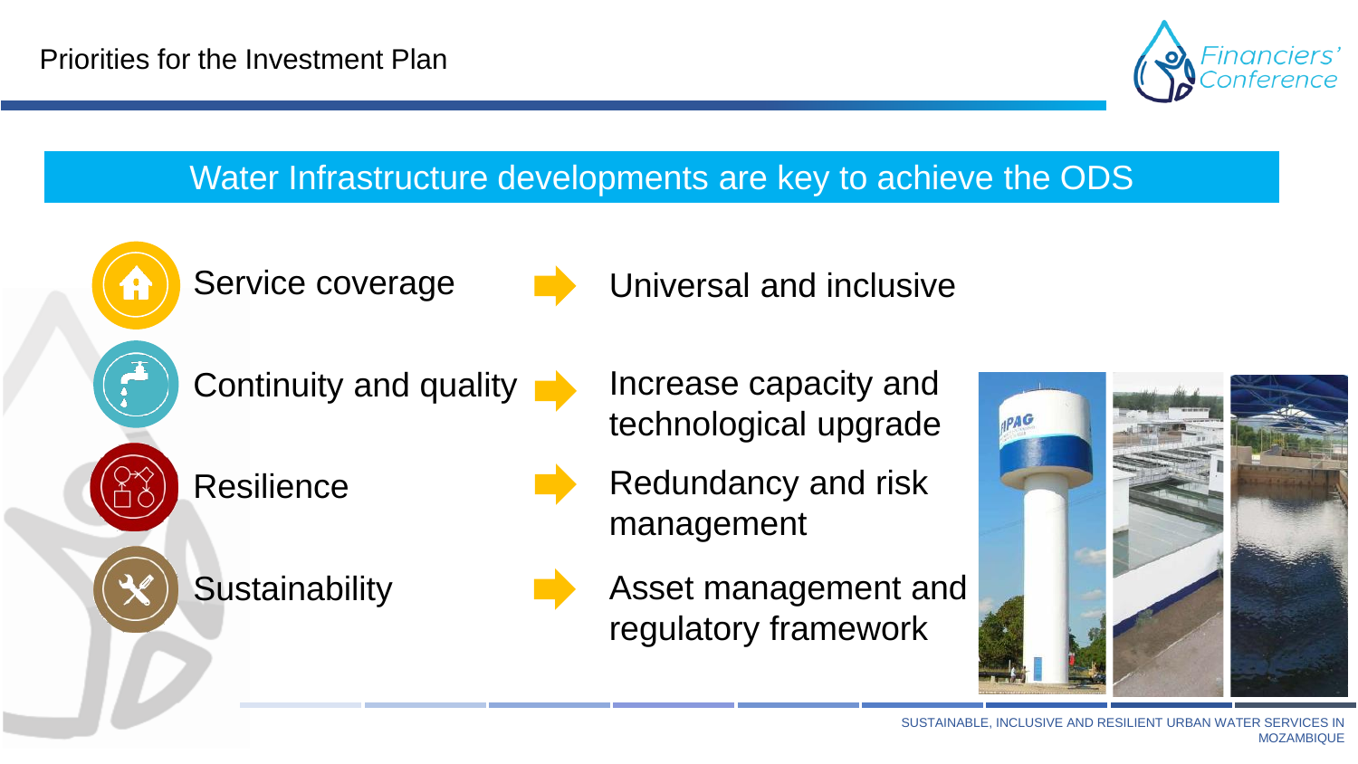# Priorities for the Investment Plan

## Water Infrastructure developments are key to achieve the ODS

| Priority | | Focus |
|---|---|---|
| Service coverage | → | Universal and inclusive |
| Continuity and quality | → | Increase capacity and technological upgrade |
| Resilience | → | Redundancy and risk management |
| Sustainability | → | Asset management and regulatory framework |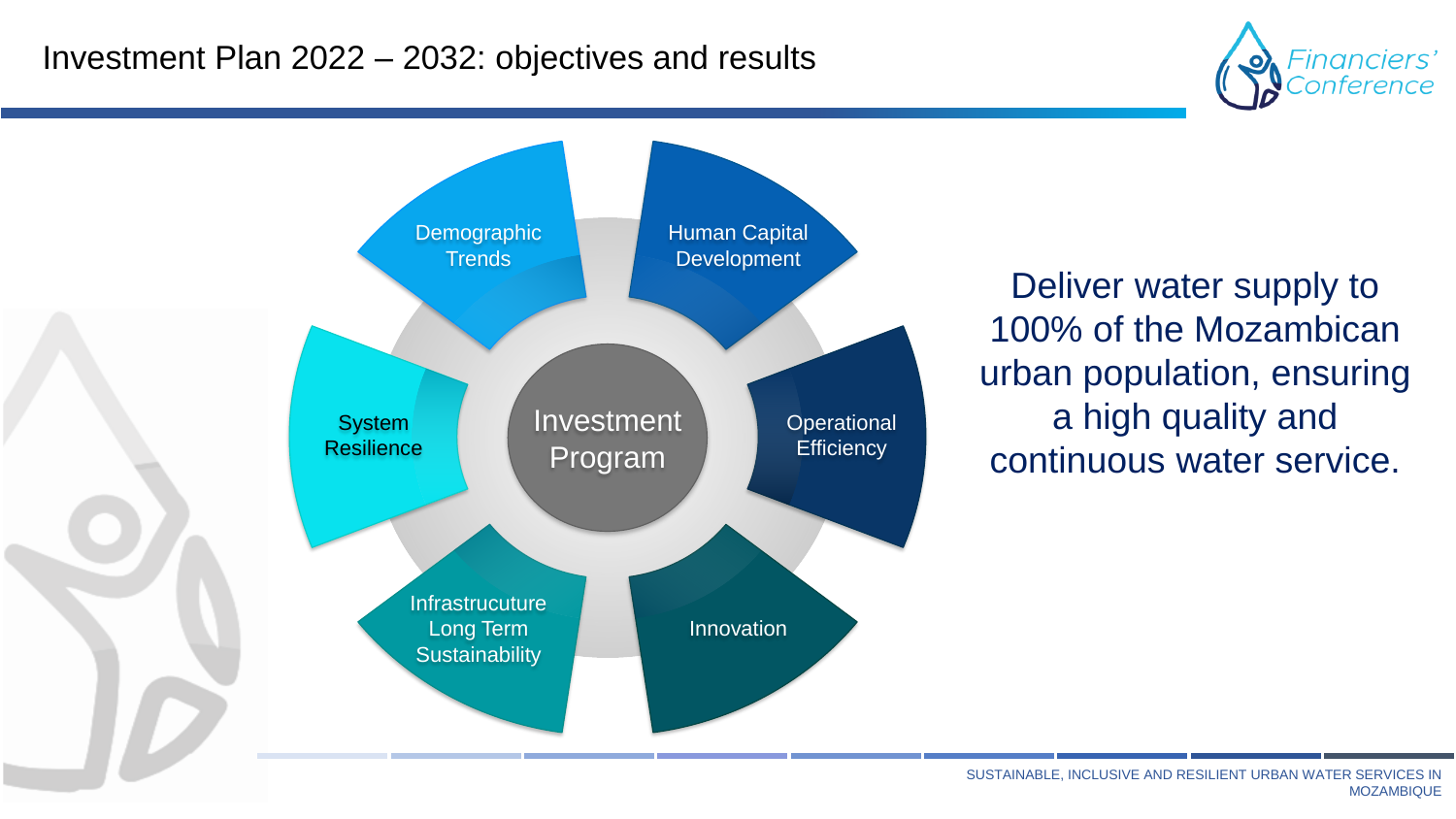# Investment Plan 2022 – 2032: objectives and results

Investment Program

- Demographic Trends
- Human Capital Development
- Operational Efficiency
- Innovation
- Infrastrucuture Long Term Sustainability
- System Resilience

Deliver water supply to 100% of the Mozambican urban population, ensuring a high quality and continuous water service.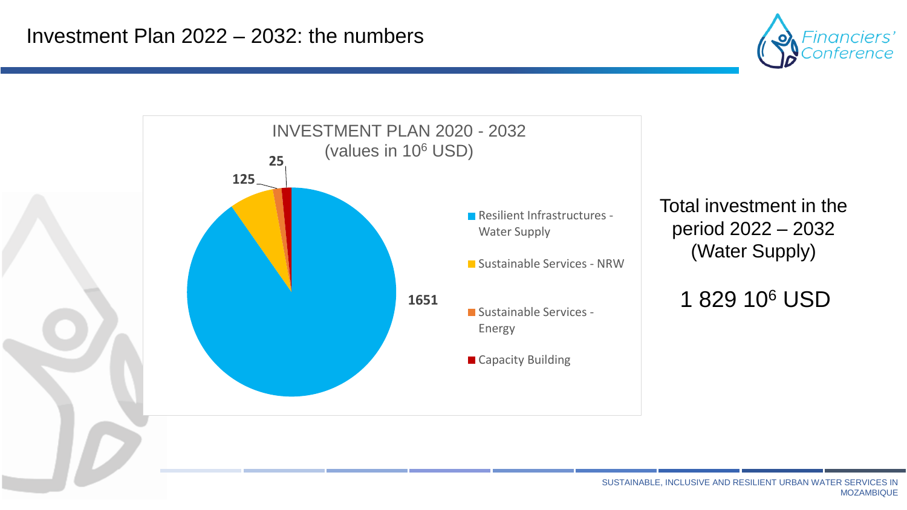# Investment Plan 2022 – 2032: the numbers

**INVESTMENT PLAN 2020 - 2032 (values in $10^6$ USD)**

| Category | Value |
| --- | --- |
| Resilient Infrastructures - Water Supply | 1651 |
| Sustainable Services - NRW | 125 |
| Sustainable Services - Energy | 25 |
| Capacity Building | |

Total investment in the period 2022 – 2032 (Water Supply)

1 829 $10^6$ USD

SUSTAINABLE, INCLUSIVE AND RESILIENT URBAN WATER SERVICES IN MOZAMBIQUE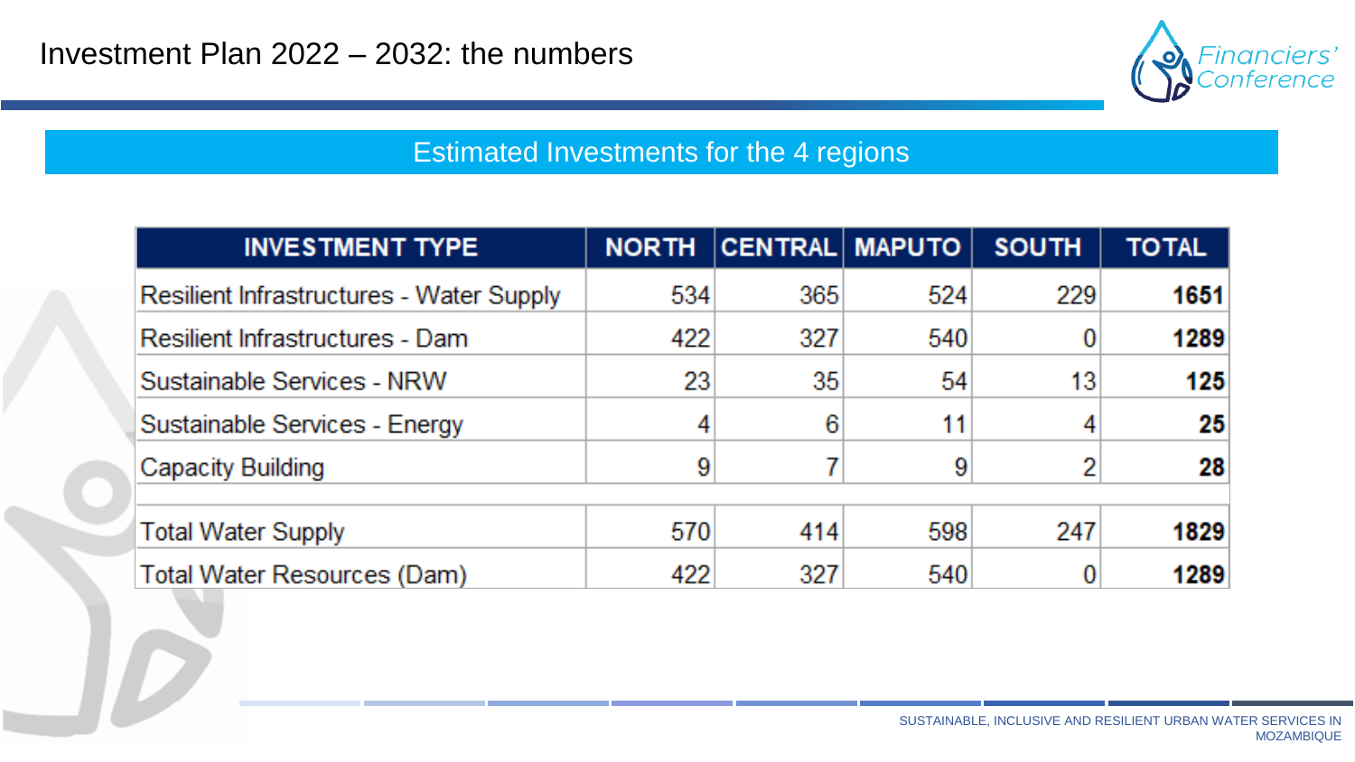# Investment Plan 2022 – 2032: the numbers

## Estimated Investments for the 4 regions

| INVESTMENT TYPE | NORTH | CENTRAL | MAPUTO | SOUTH | TOTAL |
|---|---|---|---|---|---|
| Resilient Infrastructures - Water Supply | 534 | 365 | 524 | 229 | **1651** |
| Resilient Infrastructures - Dam | 422 | 327 | 540 | 0 | **1289** |
| Sustainable Services - NRW | 23 | 35 | 54 | 13 | **125** |
| Sustainable Services - Energy | 4 | 6 | 11 | 4 | **25** |
| Capacity Building | 9 | 7 | 9 | 2 | **28** |
| | | | | | |
| Total Water Supply | 570 | 414 | 598 | 247 | **1829** |
| Total Water Resources (Dam) | 422 | 327 | 540 | 0 | **1289** |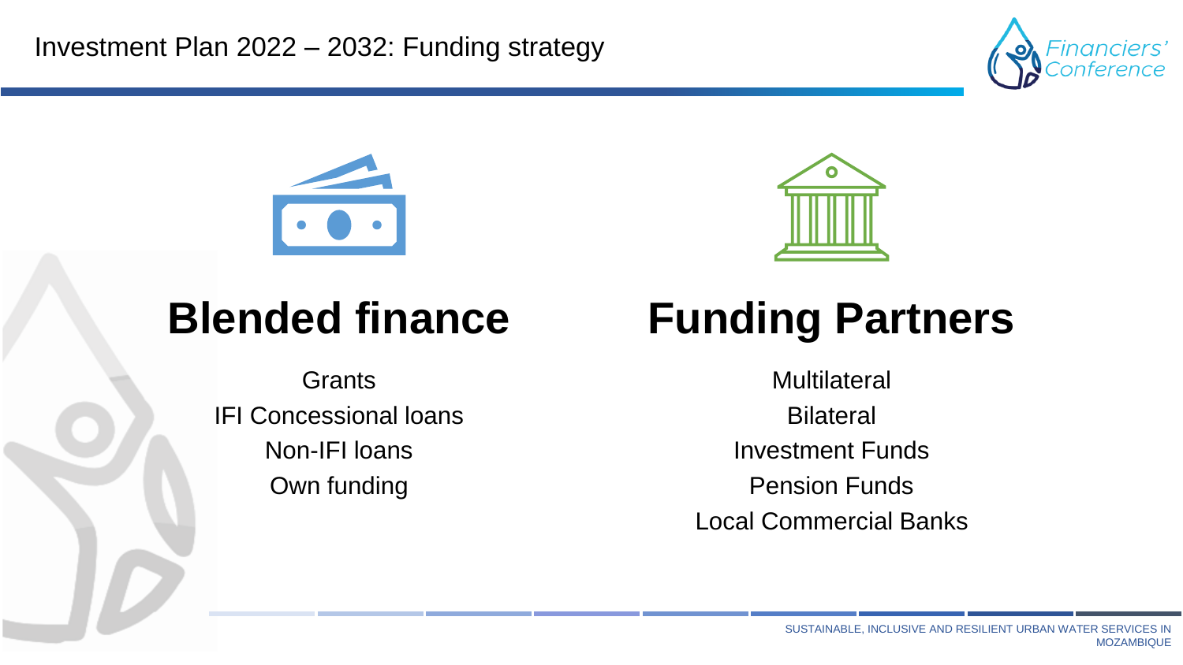# Investment Plan 2022 – 2032: Funding strategy

## Blended finance

Grants
IFI Concessional loans
Non-IFI loans
Own funding

## Funding Partners

Multilateral
Bilateral
Investment Funds
Pension Funds
Local Commercial Banks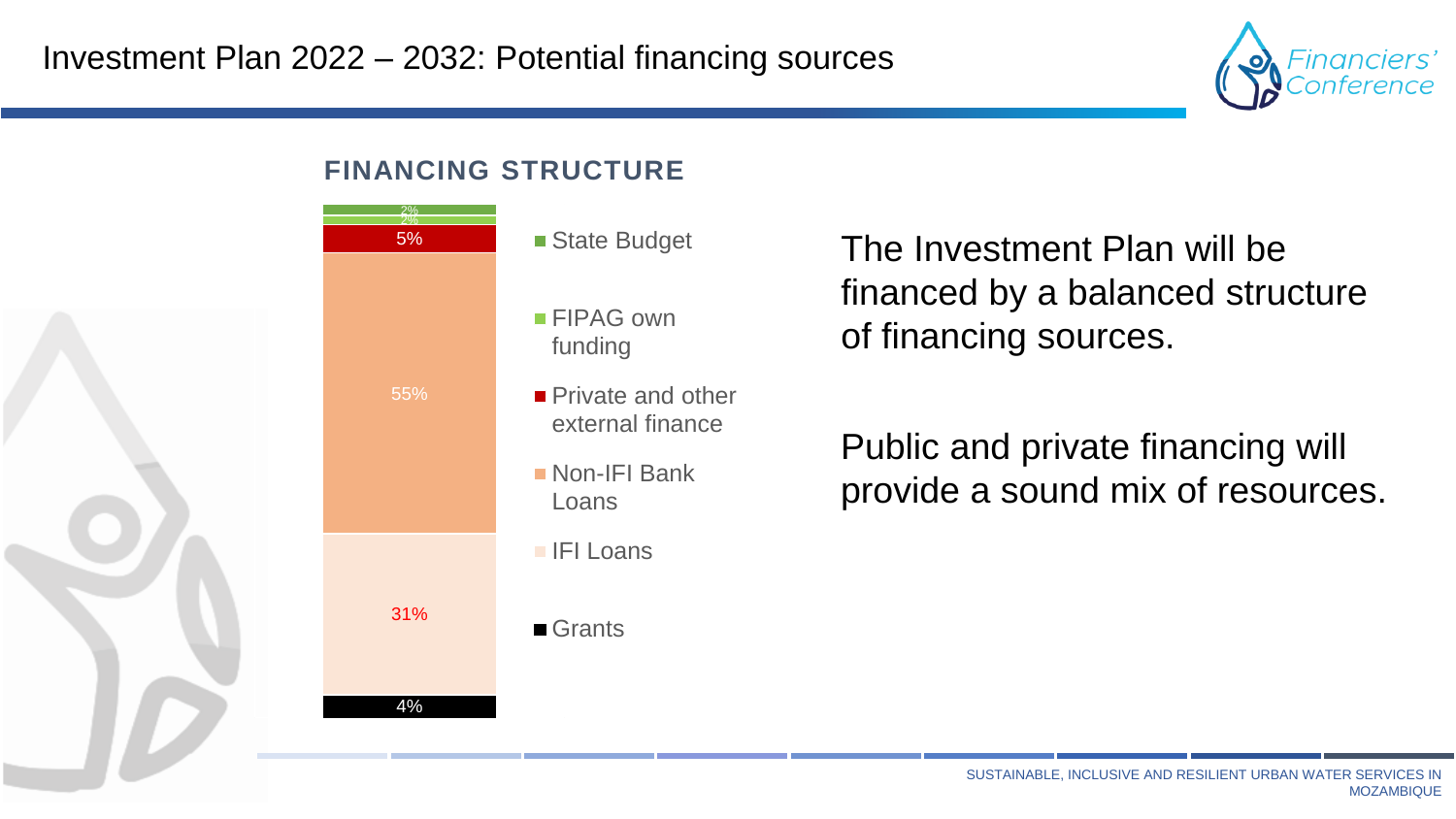# Investment Plan 2022 – 2032: Potential financing sources

## FINANCING STRUCTURE

| Financing source | Share |
|---|---|
| State Budget | 2% |
| FIPAG own funding | 2% |
| Private and other external finance | 5% |
| Non-IFI Bank Loans | 55% |
| IFI Loans | 31% |
| Grants | 4% |

The Investment Plan will be financed by a balanced structure of financing sources.

Public and private financing will provide a sound mix of resources.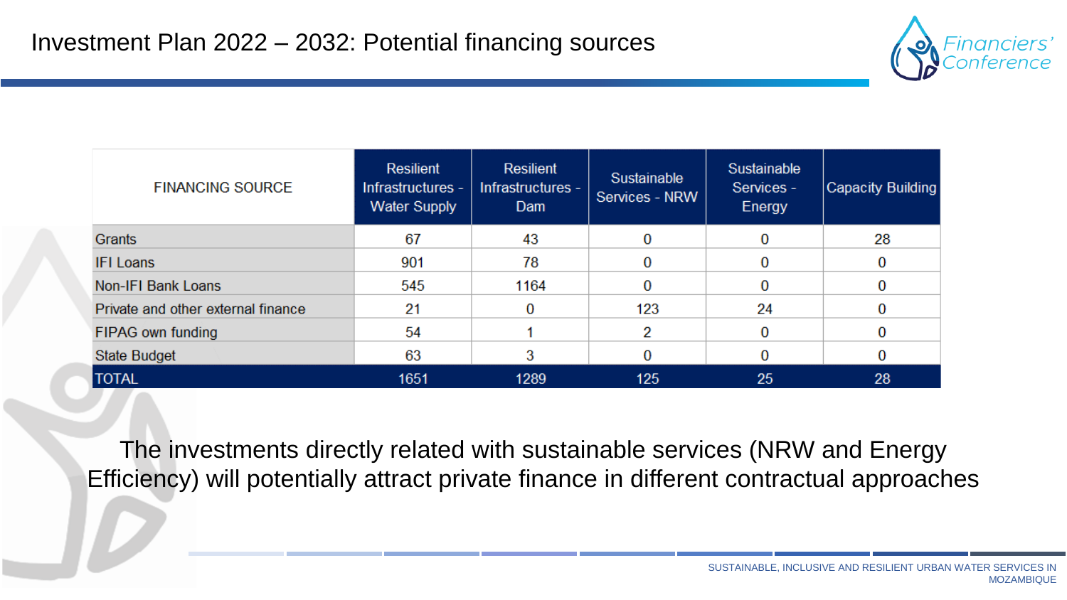# Investment Plan 2022 – 2032: Potential financing sources

| FINANCING SOURCE | Resilient Infrastructures - Water Supply | Resilient Infrastructures - Dam | Sustainable Services - NRW | Sustainable Services - Energy | Capacity Building |
|---|---|---|---|---|---|
| Grants | 67 | 43 | 0 | 0 | 28 |
| IFI Loans | 901 | 78 | 0 | 0 | 0 |
| Non-IFI Bank Loans | 545 | 1164 | 0 | 0 | 0 |
| Private and other external finance | 21 | 0 | 123 | 24 | 0 |
| FIPAG own funding | 54 | 1 | 2 | 0 | 0 |
| State Budget | 63 | 3 | 0 | 0 | 0 |
| TOTAL | 1651 | 1289 | 125 | 25 | 28 |

The investments directly related with sustainable services (NRW and Energy Efficiency) will potentially attract private finance in different contractual approaches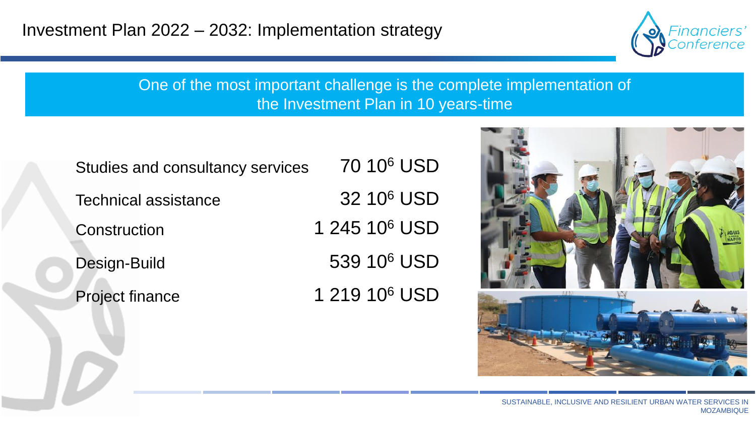# Investment Plan 2022 – 2032: Implementation strategy

One of the most important challenge is the complete implementation of the Investment Plan in 10 years-time

| | |
|---|---|
| Studies and consultancy services | 70 $10^6$ USD |
| Technical assistance | 32 $10^6$ USD |
| Construction | 1 245 $10^6$ USD |
| Design-Build | 539 $10^6$ USD |
| Project finance | 1 219 $10^6$ USD |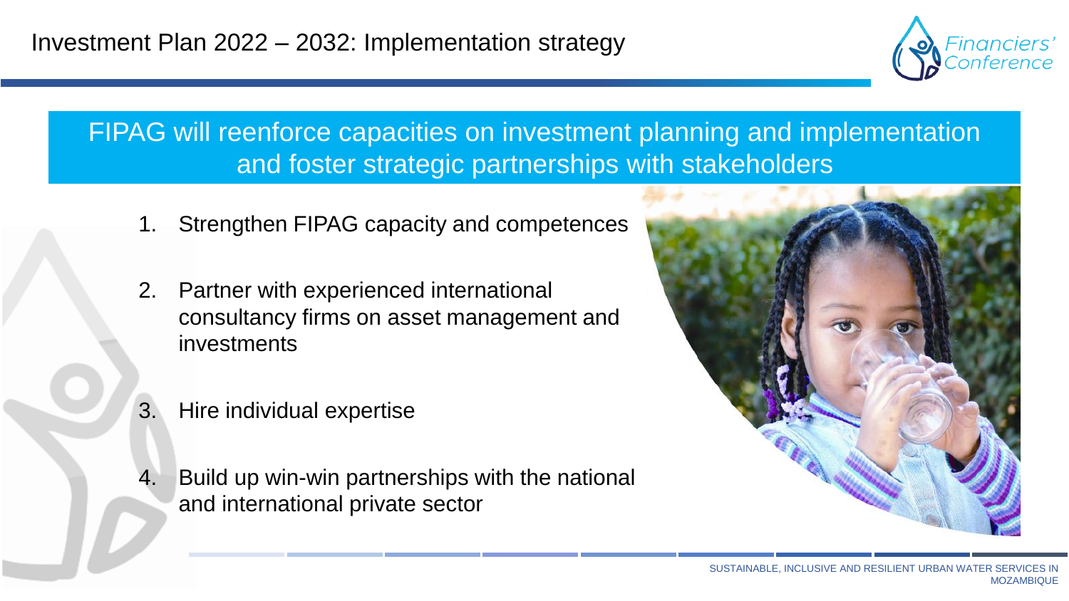# Investment Plan 2022 – 2032: Implementation strategy

## FIPAG will reenforce capacities on investment planning and implementation and foster strategic partnerships with stakeholders

1. Strengthen FIPAG capacity and competences
2. Partner with experienced international consultancy firms on asset management and investments
3. Hire individual expertise
4. Build up win-win partnerships with the national and international private sector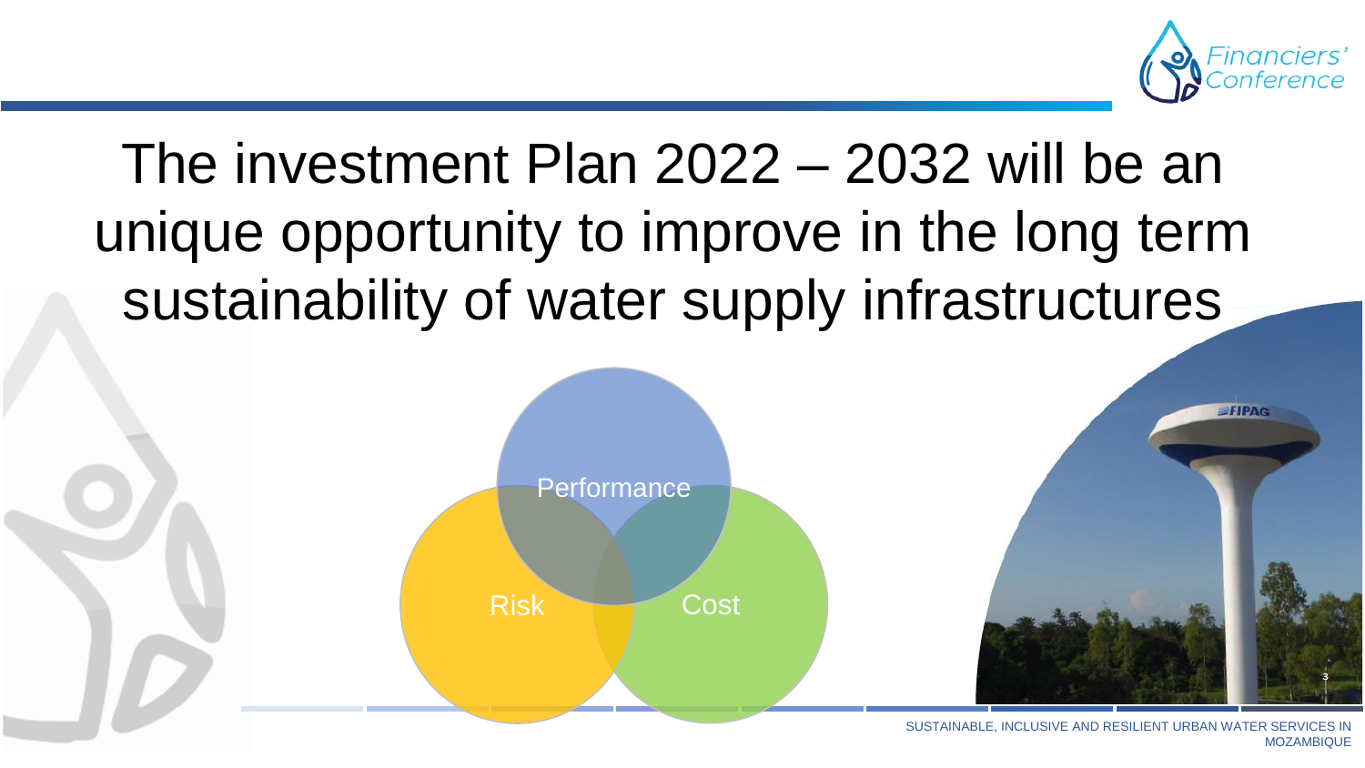# The investment Plan 2022 – 2032 will be an unique opportunity to improve in the long term sustainability of water supply infrastructures

Performance

Risk

Cost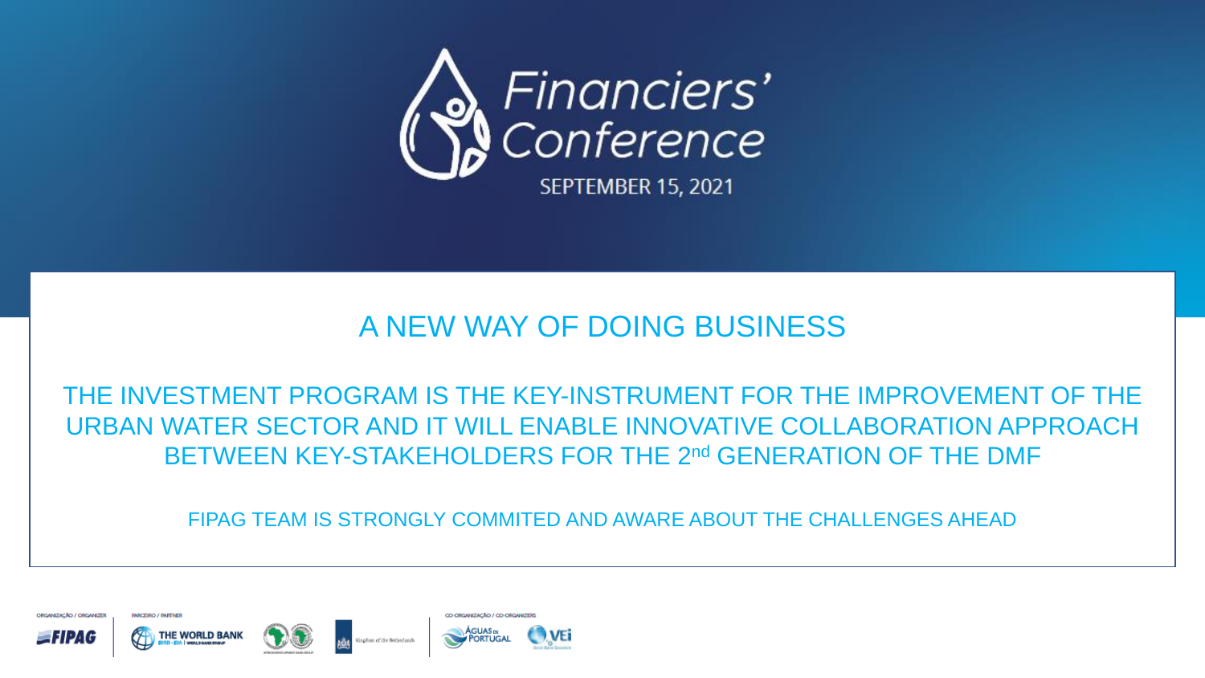Financiers' Conference

SEPTEMBER 15, 2021

# A NEW WAY OF DOING BUSINESS

THE INVESTMENT PROGRAM IS THE KEY-INSTRUMENT FOR THE IMPROVEMENT OF THE URBAN WATER SECTOR AND IT WILL ENABLE INNOVATIVE COLLABORATION APPROACH BETWEEN KEY-STAKEHOLDERS FOR THE 2nd GENERATION OF THE DMF

FIPAG TEAM IS STRONGLY COMMITED AND AWARE ABOUT THE CHALLENGES AHEAD

ORGANIZAÇÃO / ORGANIZER: FIPAG

PARCEIRO / PARTNER: THE WORLD BANK (IBRD · IDA | WORLD BANK GROUP), African Development Bank Group, Kingdom of the Netherlands

CO-ORGANIZAÇÃO / CO-ORGANIZERS: ÁGUAS DE PORTUGAL, VEI